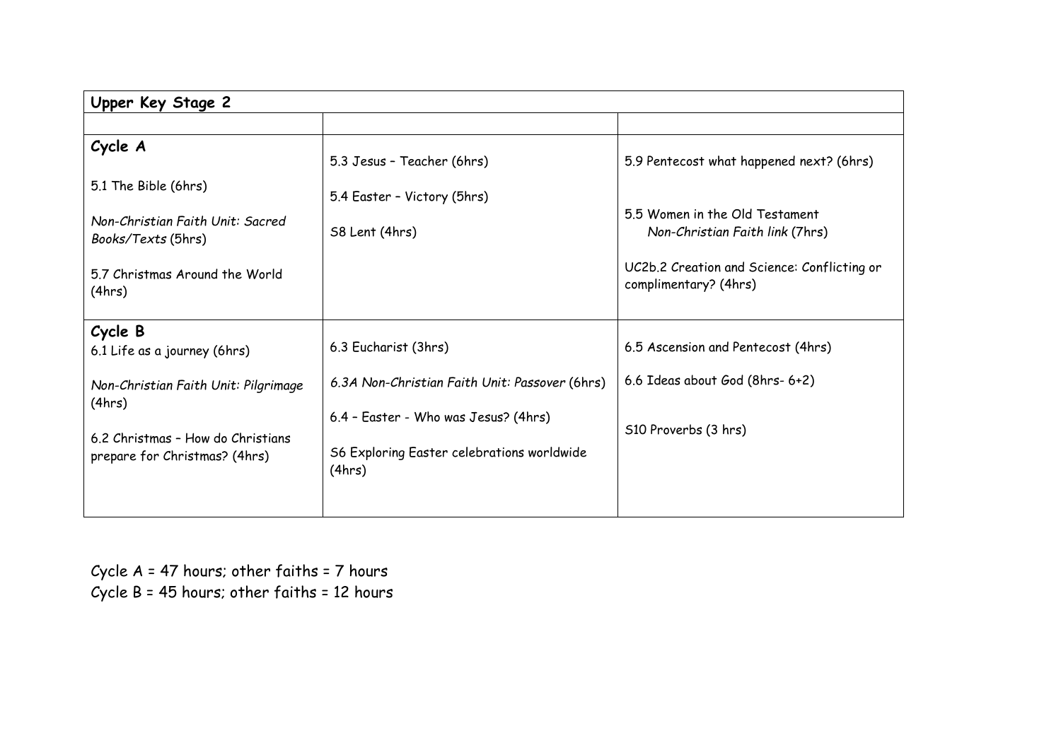| **Upper Key Stage 2** | | |
|---|---|---|
| | | |
| **Cycle A**<br><br>5.1 The Bible (6hrs)<br><br>*Non-Christian Faith Unit: Sacred Books/Texts* (5hrs)<br><br>5.7 Christmas Around the World (4hrs) | 5.3 Jesus – Teacher (6hrs)<br><br>5.4 Easter – Victory (5hrs)<br><br>S8 Lent (4hrs) | 5.9 Pentecost what happened next? (6hrs)<br><br>5.5 Women in the Old Testament *Non-Christian Faith link* (7hrs)<br><br>UC2b.2 Creation and Science: Conflicting or complimentary? (4hrs) |
| **Cycle B**<br>6.1 Life as a journey (6hrs)<br><br>*Non-Christian Faith Unit: Pilgrimage* (4hrs)<br><br>6.2 Christmas – How do Christians prepare for Christmas? (4hrs) | 6.3 Eucharist (3hrs)<br><br>*6.3A Non-Christian Faith Unit: Passover* (6hrs)<br><br>6.4 – Easter - Who was Jesus? (4hrs)<br><br>S6 Exploring Easter celebrations worldwide (4hrs) | 6.5 Ascension and Pentecost (4hrs)<br><br>6.6 Ideas about God (8hrs- 6+2)<br><br>S10 Proverbs (3 hrs) |

Cycle A = 47 hours; other faiths = 7 hours
Cycle B = 45 hours; other faiths = 12 hours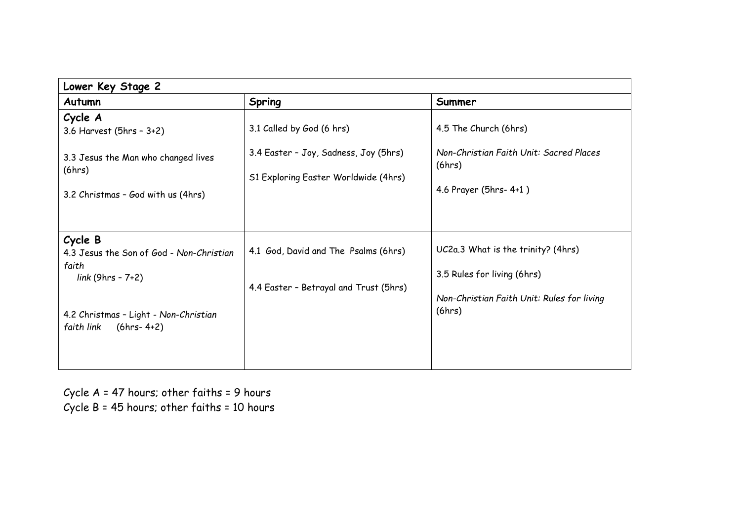| Lower Key Stage 2 | | |
|---|---|---|
| **Autumn** | **Spring** | **Summer** |
| **Cycle A**<br>3.6 Harvest (5hrs – 3+2)<br><br>3.3 Jesus the Man who changed lives (6hrs)<br><br>3.2 Christmas – God with us (4hrs) | 3.1 Called by God (6 hrs)<br><br>3.4 Easter – Joy, Sadness, Joy (5hrs)<br><br>S1 Exploring Easter Worldwide (4hrs) | 4.5 The Church (6hrs)<br><br>*Non-Christian Faith Unit: Sacred Places* (6hrs)<br><br>4.6 Prayer (5hrs- 4+1 ) |
| **Cycle B**<br>4.3 Jesus the Son of God - *Non-Christian faith link* (9hrs – 7+2)<br><br>4.2 Christmas – Light - *Non-Christian faith link* (6hrs- 4+2) | 4.1 God, David and The Psalms (6hrs)<br><br>4.4 Easter – Betrayal and Trust (5hrs) | UC2a.3 What is the trinity? (4hrs)<br><br>3.5 Rules for living (6hrs)<br><br>*Non-Christian Faith Unit: Rules for living* (6hrs) |

Cycle A = 47 hours; other faiths = 9 hours

Cycle B = 45 hours; other faiths = 10 hours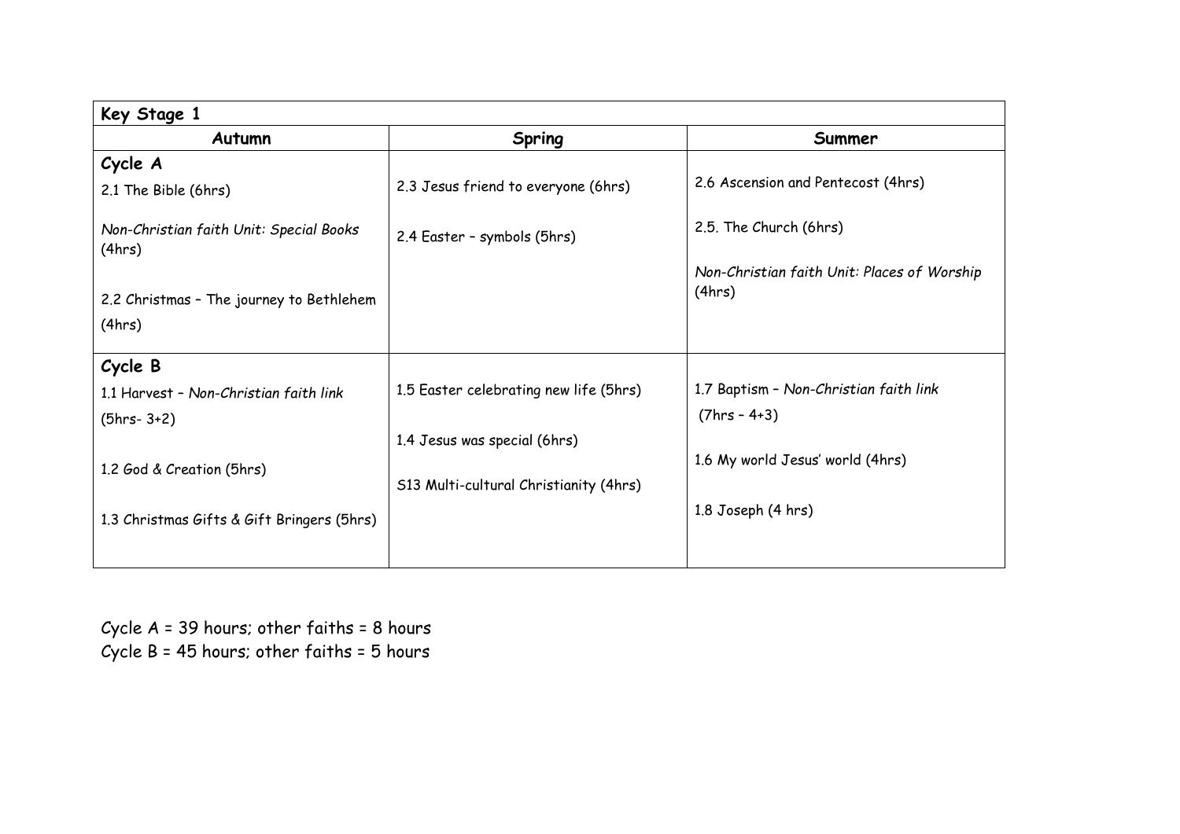| Key Stage 1 | | |
|---|---|---|
| **Autumn** | **Spring** | **Summer** |
| **Cycle A**<br>2.1 The Bible (6hrs)<br><br>*Non-Christian faith Unit: Special Books* (4hrs)<br><br>2.2 Christmas – The journey to Bethlehem (4hrs) | 2.3 Jesus friend to everyone (6hrs)<br><br>2.4 Easter – symbols (5hrs) | 2.6 Ascension and Pentecost (4hrs)<br><br>2.5. The Church (6hrs)<br><br>*Non-Christian faith Unit: Places of Worship* (4hrs) |
| **Cycle B**<br>1.1 Harvest – *Non-Christian faith link* (5hrs- 3+2)<br><br>1.2 God & Creation (5hrs)<br><br>1.3 Christmas Gifts & Gift Bringers (5hrs) | 1.5 Easter celebrating new life (5hrs)<br><br>1.4 Jesus was special (6hrs)<br><br>S13 Multi-cultural Christianity (4hrs) | 1.7 Baptism – *Non-Christian faith link* (7hrs – 4+3)<br><br>1.6 My world Jesus' world (4hrs)<br><br>1.8 Joseph (4 hrs) |

Cycle A = 39 hours; other faiths = 8 hours
Cycle B = 45 hours; other faiths = 5 hours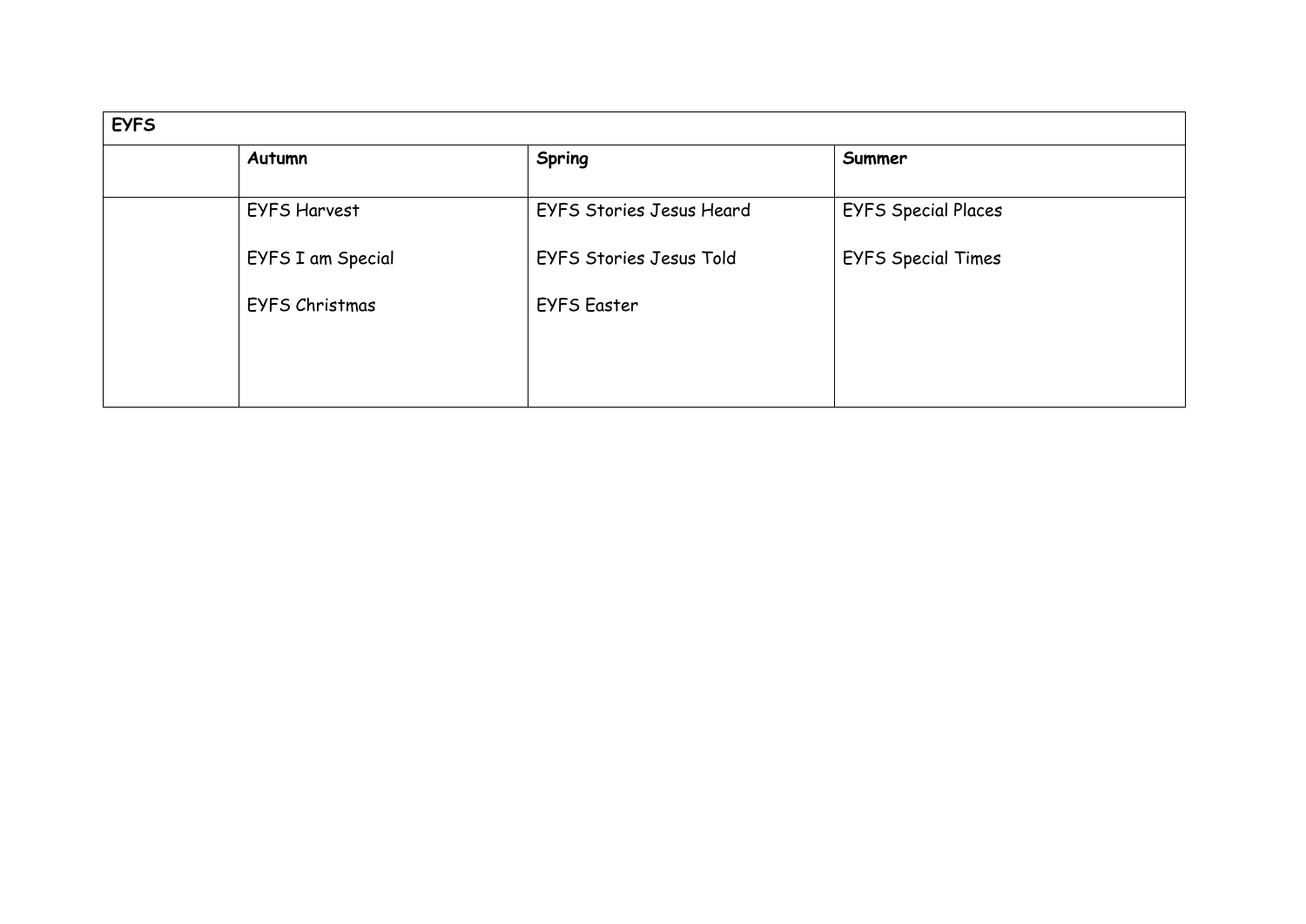| EYFS | | | |
|---|---|---|---|
| | **Autumn** | **Spring** | **Summer** |
| | EYFS Harvest<br><br>EYFS I am Special<br><br>EYFS Christmas | EYFS Stories Jesus Heard<br><br>EYFS Stories Jesus Told<br><br>EYFS Easter | EYFS Special Places<br><br>EYFS Special Times |